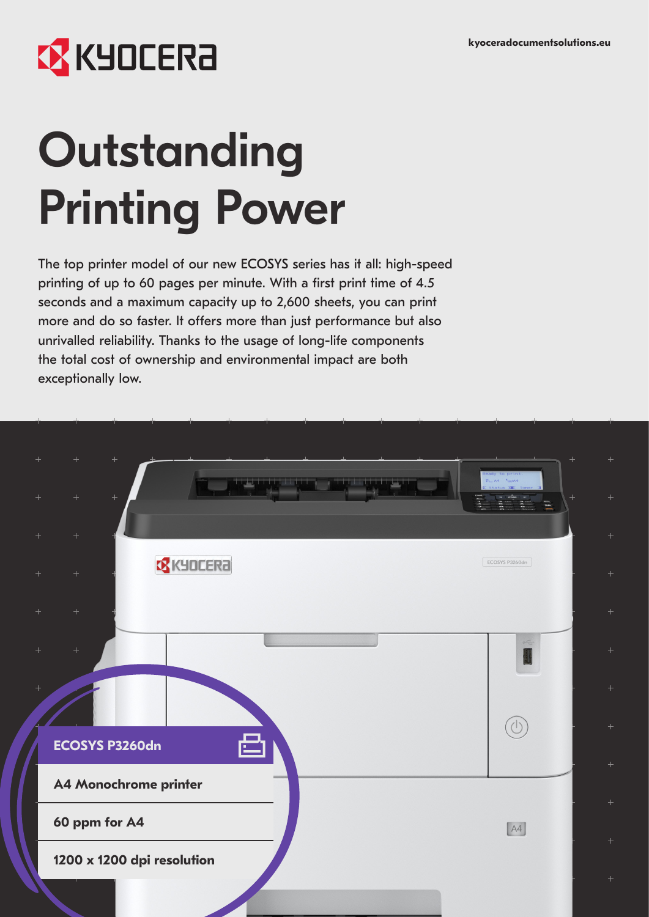kyoceradocumentsolutions.eu

# Outstanding Printing Power

The top printer model of our new ECOSYS series has it all: high-speed printing of up to 60 pages per minute. With a first print time of 4.5 seconds and a maximum capacity up to 2,600 sheets, you can print more and do so faster. It offers more than just performance but also unrivalled reliability. Thanks to the usage of long-life components the total cost of ownership and environmental impact are both exceptionally low.

**ECOSYS P3260dn**

**A4 Monochrome printer**

**60 ppm for A4**

**1200 x 1200 dpi resolution**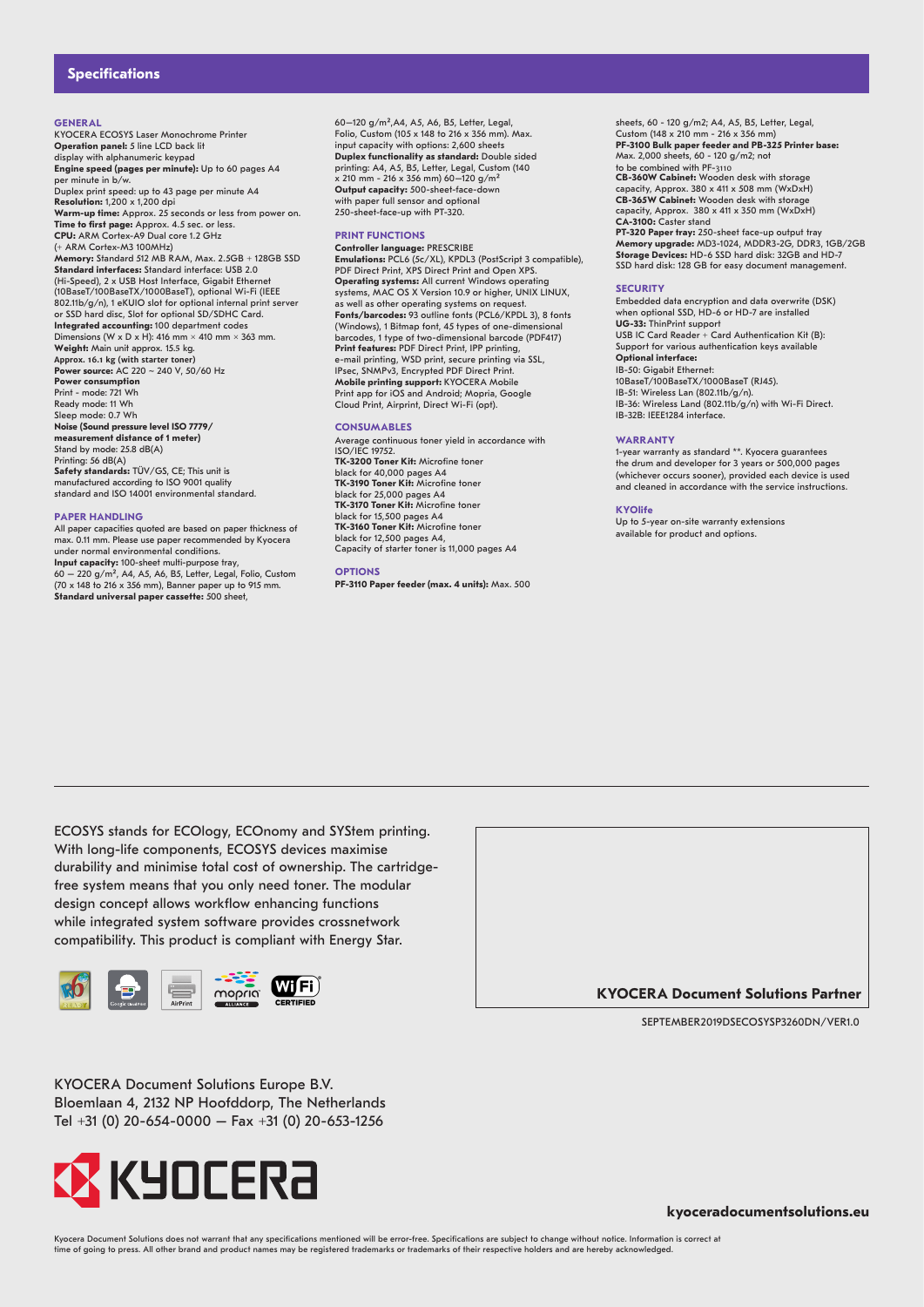## Specifications

### GENERAL

KYOCERA ECOSYS Laser Monochrome Printer
**Operation panel:** 5 line LCD back lit display with alphanumeric keypad
**Engine speed (pages per minute):** Up to 60 pages A4 per minute in b/w.
Duplex print speed: up to 43 page per minute A4
**Resolution:** 1,200 x 1,200 dpi
**Warm-up time:** Approx. 25 seconds or less from power on.
**Time to first page:** Approx. 4.5 sec. or less.
**CPU:** ARM Cortex-A9 Dual core 1.2 GHz (+ ARM Cortex-M3 100MHz)
**Memory:** Standard 512 MB RAM, Max. 2.5GB + 128GB SSD
**Standard interfaces:** Standard interface: USB 2.0 (Hi-Speed), 2 x USB Host Interface, Gigabit Ethernet (10BaseT/100BaseTX/1000BaseT), optional Wi-Fi (IEEE 802.11b/g/n), 1 eKUIO slot for optional internal print server or SSD hard disc, Slot for optional SD/SDHC Card.
**Integrated accounting:** 100 department codes
Dimensions (W x D x H): 416 mm × 410 mm × 363 mm.
**Weight:** Main unit approx. 15.5 kg.
**Approx. 16.1 kg (with starter toner)**
**Power source:** AC 220 ~ 240 V, 50/60 Hz
**Power consumption**
Print - mode: 721 Wh
Ready mode: 11 Wh
Sleep mode: 0.7 Wh
**Noise (Sound pressure level ISO 7779/ measurement distance of 1 meter)**
Stand by mode: 25.8 dB(A)
Printing: 56 dB(A)
**Safety standards:** TÜV/GS, CE; This unit is manufactured according to ISO 9001 quality standard and ISO 14001 environmental standard.

### PAPER HANDLING

All paper capacities quoted are based on paper thickness of max. 0.11 mm. Please use paper recommended by Kyocera under normal environmental conditions.
**Input capacity:** 100-sheet multi-purpose tray, 60 – 220 g/m², A4, A5, A6, B5, Letter, Legal, Folio, Custom (70 x 148 to 216 x 356 mm), Banner paper up to 915 mm.
**Standard universal paper cassette:** 500 sheet, 60–120 g/m²,A4, A5, A6, B5, Letter, Legal, Folio, Custom (105 x 148 to 216 x 356 mm). Max. input capacity with options: 2,600 sheets
**Duplex functionality as standard:** Double sided printing: A4, A5, B5, Letter, Legal, Custom (140 x 210 mm - 216 x 356 mm) 60–120 g/m²
**Output capacity:** 500-sheet-face-down with paper full sensor and optional 250-sheet-face-up with PT-320.

### PRINT FUNCTIONS

**Controller language:** PRESCRIBE
**Emulations:** PCL6 (5c/XL), KPDL3 (PostScript 3 compatible), PDF Direct Print, XPS Direct Print and Open XPS.
**Operating systems:** All current Windows operating systems, MAC OS X Version 10.9 or higher, UNIX LINUX, as well as other operating systems on request.
**Fonts/barcodes:** 93 outline fonts (PCL6/KPDL 3), 8 fonts (Windows), 1 Bitmap font, 45 types of one-dimensional barcodes, 1 type of two-dimensional barcode (PDF417)
**Print features:** PDF Direct Print, IPP printing, e-mail printing, WSD print, secure printing via SSL, IPsec, SNMPv3, Encrypted PDF Direct Print.
**Mobile printing support:** KYOCERA Mobile Print app for iOS and Android; Mopria, Google Cloud Print, Airprint, Direct Wi-Fi (opt).

### CONSUMABLES

Average continuous toner yield in accordance with ISO/IEC 19752.
**TK-3200 Toner Kit:** Microfine toner black for 40,000 pages A4
**TK-3190 Toner Kit:** Microfine toner black for 25,000 pages A4
**TK-3170 Toner Kit:** Microfine toner black for 15,500 pages A4
**TK-3160 Toner Kit:** Microfine toner black for 12,500 pages A4,
Capacity of starter toner is 11,000 pages A4

### OPTIONS

**PF-3110 Paper feeder (max. 4 units):** Max. 500 sheets, 60 - 120 g/m2; A4, A5, B5, Letter, Legal, Custom (148 x 210 mm - 216 x 356 mm)
**PF-3100 Bulk paper feeder and PB-325 Printer base:** Max. 2,000 sheets, 60 - 120 g/m2; not to be combined with PF-3110
**CB-360W Cabinet:** Wooden desk with storage capacity, Approx. 380 x 411 x 508 mm (WxDxH)
**CB-365W Cabinet:** Wooden desk with storage capacity, Approx. 380 x 411 x 350 mm (WxDxH)
**CA-3100:** Caster stand
**PT-320 Paper tray:** 250-sheet face-up output tray
**Memory upgrade:** MD3-1024, MDDR3-2G, DDR3, 1GB/2GB
**Storage Devices:** HD-6 SSD hard disk: 32GB and HD-7 SSD hard disk: 128 GB for easy document management.

### SECURITY

Embedded data encryption and data overwrite (DSK) when optional SSD, HD-6 or HD-7 are installed
**UG-33:** ThinPrint support
USB IC Card Reader + Card Authentication Kit (B): Support for various authentication keys available
**Optional interface:**
IB-50: Gigabit Ethernet: 10BaseT/100BaseTX/1000BaseT (RJ45).
IB-51: Wireless Lan (802.11b/g/n).
IB-36: Wireless Land (802.11b/g/n) with Wi-Fi Direct.
IB-32B: IEEE1284 interface.

### WARRANTY

1-year warranty as standard **. Kyocera guarantees the drum and developer for 3 years or 500,000 pages (whichever occurs sooner), provided each device is used and cleaned in accordance with the service instructions.

### KYOlife

Up to 5-year on-site warranty extensions available for product and options.

---

ECOSYS stands for ECOlogy, ECOnomy and SYStem printing. With long-life components, ECOSYS devices maximise durability and minimise total cost of ownership. The cartridge-free system means that you only need toner. The modular design concept allows workflow enhancing functions while integrated system software provides crossnetwork compatibility. This product is compliant with Energy Star.

**KYOCERA Document Solutions Partner**

SEPTEMBER2019DSECOSYSP3260DN/VER1.0

KYOCERA Document Solutions Europe B.V.
Bloemlaan 4, 2132 NP Hoofddorp, The Netherlands
Tel +31 (0) 20-654-0000 – Fax +31 (0) 20-653-1256

KYOCERA

**kyoceradocumentsolutions.eu**

Kyocera Document Solutions does not warrant that any specifications mentioned will be error-free. Specifications are subject to change without notice. Information is correct at time of going to press. All other brand and product names may be registered trademarks or trademarks of their respective holders and are hereby acknowledged.